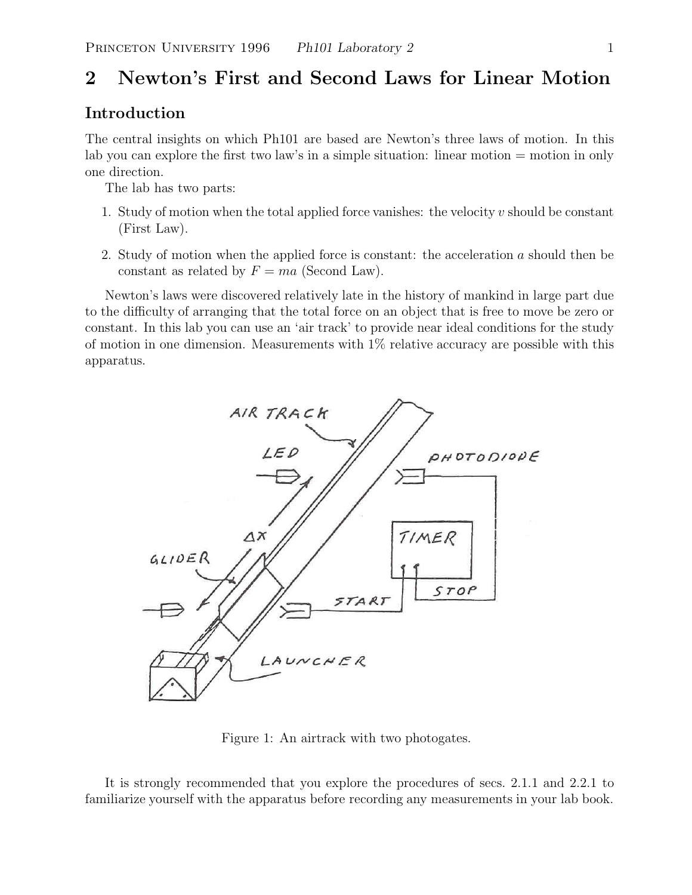# 2 Newton's First and Second Laws for Linear Motion

## Introduction

The central insights on which Ph101 are based are Newton's three laws of motion. In this lab you can explore the first two law's in a simple situation: linear motion = motion in only one direction.

The lab has two parts:

1. Study of motion when the total applied force vanishes: the velocity $v$ should be constant (First Law).
2. Study of motion when the applied force is constant: the acceleration $a$ should then be constant as related by $F = ma$ (Second Law).

Newton's laws were discovered relatively late in the history of mankind in large part due to the difficulty of arranging that the total force on an object that is free to move be zero or constant. In this lab you can use an 'air track' to provide near ideal conditions for the study of motion in one dimension. Measurements with 1% relative accuracy are possible with this apparatus.

Figure 1: An airtrack with two photogates.

It is strongly recommended that you explore the procedures of secs. 2.1.1 and 2.2.1 to familiarize yourself with the apparatus before recording any measurements in your lab book.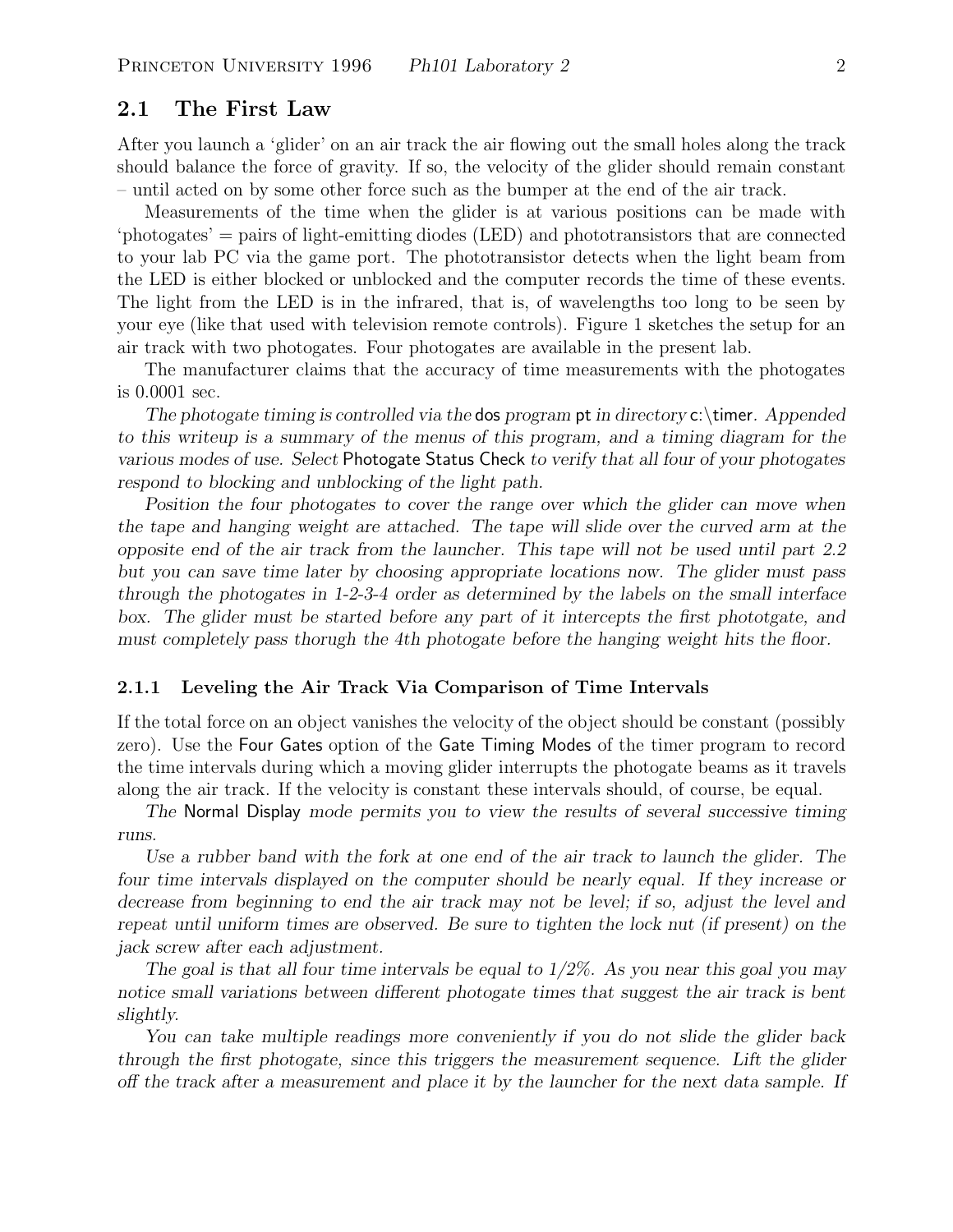## 2.1 The First Law

After you launch a 'glider' on an air track the air flowing out the small holes along the track should balance the force of gravity. If so, the velocity of the glider should remain constant – until acted on by some other force such as the bumper at the end of the air track.

Measurements of the time when the glider is at various positions can be made with 'photogates' = pairs of light-emitting diodes (LED) and phototransistors that are connected to your lab PC via the game port. The phototransistor detects when the light beam from the LED is either blocked or unblocked and the computer records the time of these events. The light from the LED is in the infrared, that is, of wavelengths too long to be seen by your eye (like that used with television remote controls). Figure 1 sketches the setup for an air track with two photogates. Four photogates are available in the present lab.

The manufacturer claims that the accuracy of time measurements with the photogates is 0.0001 sec.

*The photogate timing is controlled via the* dos *program* pt *in directory* c:\timer*. Appended to this writeup is a summary of the menus of this program, and a timing diagram for the various modes of use. Select* Photogate Status Check *to verify that all four of your photogates respond to blocking and unblocking of the light path.*

*Position the four photogates to cover the range over which the glider can move when the tape and hanging weight are attached. The tape will slide over the curved arm at the opposite end of the air track from the launcher. This tape will not be used until part 2.2 but you can save time later by choosing appropriate locations now. The glider must pass through the photogates in 1-2-3-4 order as determined by the labels on the small interface box. The glider must be started before any part of it intercepts the first phototgate, and must completely pass thorugh the 4th photogate before the hanging weight hits the floor.*

### 2.1.1 Leveling the Air Track Via Comparison of Time Intervals

If the total force on an object vanishes the velocity of the object should be constant (possibly zero). Use the Four Gates option of the Gate Timing Modes of the timer program to record the time intervals during which a moving glider interrupts the photogate beams as it travels along the air track. If the velocity is constant these intervals should, of course, be equal.

*The* Normal Display *mode permits you to view the results of several successive timing runs.*

*Use a rubber band with the fork at one end of the air track to launch the glider. The four time intervals displayed on the computer should be nearly equal. If they increase or decrease from beginning to end the air track may not be level; if so, adjust the level and repeat until uniform times are observed. Be sure to tighten the lock nut (if present) on the jack screw after each adjustment.*

*The goal is that all four time intervals be equal to 1/2%. As you near this goal you may notice small variations between different photogate times that suggest the air track is bent slightly.*

*You can take multiple readings more conveniently if you do not slide the glider back through the first photogate, since this triggers the measurement sequence. Lift the glider off the track after a measurement and place it by the launcher for the next data sample. If*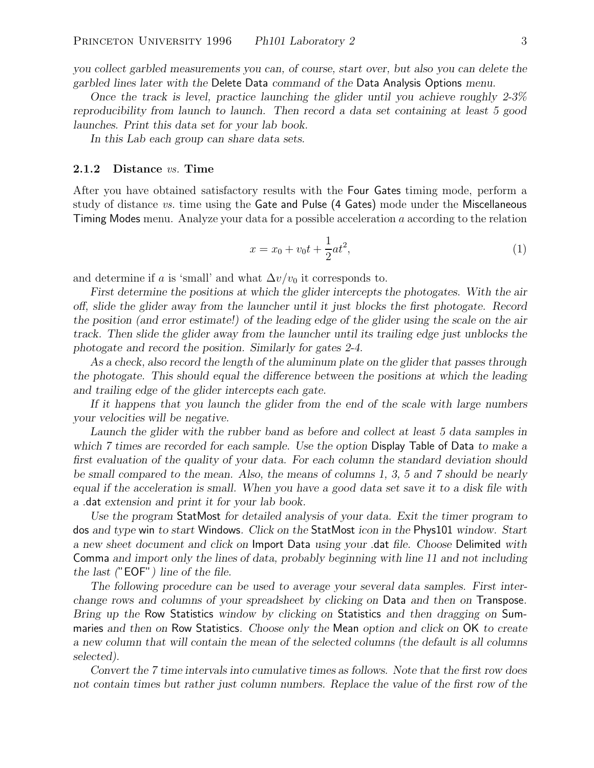*you collect garbled measurements you can, of course, start over, but also you can delete the garbled lines later with the* Delete Data *command of the* Data Analysis Options *menu.*

*Once the track is level, practice launching the glider until you achieve roughly 2-3% reproducibility from launch to launch. Then record a data set containing at least 5 good launches. Print this data set for your lab book.*

*In this Lab each group can share data sets.*

### 2.1.2 Distance *vs.* Time

After you have obtained satisfactory results with the Four Gates timing mode, perform a study of distance *vs.* time using the Gate and Pulse (4 Gates) mode under the Miscellaneous Timing Modes menu. Analyze your data for a possible acceleration $a$ according to the relation

$$x = x_0 + v_0 t + \frac{1}{2} a t^2, \tag{1}$$

and determine if $a$ is 'small' and what $\Delta v / v_0$ it corresponds to.

*First determine the positions at which the glider intercepts the photogates. With the air off, slide the glider away from the launcher until it just blocks the first photogate. Record the position (and error estimate!) of the leading edge of the glider using the scale on the air track. Then slide the glider away from the launcher until its trailing edge just unblocks the photogate and record the position. Similarly for gates 2-4.*

*As a check, also record the length of the aluminum plate on the glider that passes through the photogate. This should equal the difference between the positions at which the leading and trailing edge of the glider intercepts each gate.*

*If it happens that you launch the glider from the end of the scale with large numbers your velocities will be negative.*

*Launch the glider with the rubber band as before and collect at least 5 data samples in which 7 times are recorded for each sample. Use the option* Display Table of Data *to make a first evaluation of the quality of your data. For each column the standard deviation should be small compared to the mean. Also, the means of columns 1, 3, 5 and 7 should be nearly equal if the acceleration is small. When you have a good data set save it to a disk file with a* .dat *extension and print it for your lab book.*

*Use the program* StatMost *for detailed analysis of your data. Exit the timer program to* dos *and type* win *to start* Windows*. Click on the* StatMost *icon in the* Phys101 *window. Start a new sheet document and click on* Import Data *using your* .dat *file. Choose* Delimited *with* Comma *and import only the lines of data, probably beginning with line 11 and not including the last ("*EOF*") line of the file.*

*The following procedure can be used to average your several data samples. First interchange rows and columns of your spreadsheet by clicking on* Data *and then on* Transpose*. Bring up the* Row Statistics *window by clicking on* Statistics *and then dragging on* Summaries *and then on* Row Statistics*. Choose only the* Mean *option and click on* OK *to create a new column that will contain the mean of the selected columns (the default is all columns selected).*

*Convert the 7 time intervals into cumulative times as follows. Note that the first row does not contain times but rather just column numbers. Replace the value of the first row of the*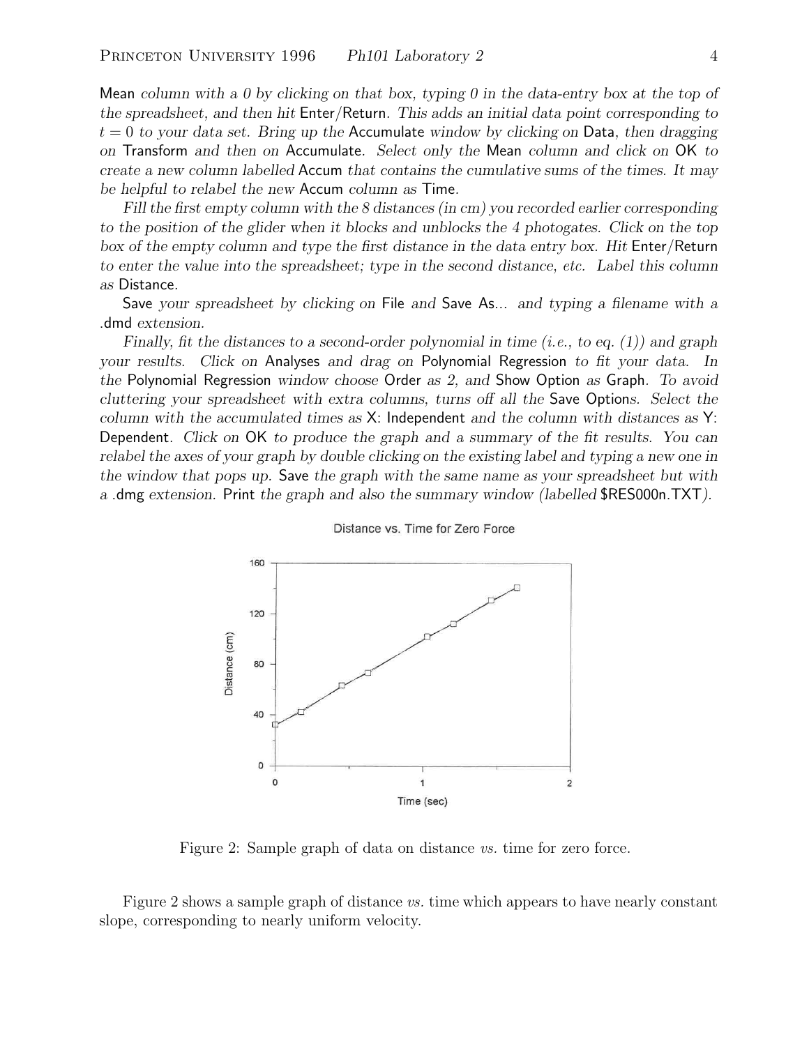*Mean column with a 0 by clicking on that box, typing 0 in the data-entry box at the top of the spreadsheet, and then hit Enter/Return. This adds an initial data point corresponding to $t = 0$ to your data set. Bring up the Accumulate window by clicking on Data, then dragging on Transform and then on Accumulate. Select only the Mean column and click on OK to create a new column labelled Accum that contains the cumulative sums of the times. It may be helpful to relabel the new Accum column as Time.*

*Fill the first empty column with the 8 distances (in cm) you recorded earlier corresponding to the position of the glider when it blocks and unblocks the 4 photogates. Click on the top box of the empty column and type the first distance in the data entry box. Hit Enter/Return to enter the value into the spreadsheet; type in the second distance, etc. Label this column as Distance.*

*Save your spreadsheet by clicking on File and Save As... and typing a filename with a .dmd extension.*

*Finally, fit the distances to a second-order polynomial in time (i.e., to eq. (1)) and graph your results. Click on Analyses and drag on Polynomial Regression to fit your data. In the Polynomial Regression window choose Order as 2, and Show Option as Graph. To avoid cluttering your spreadsheet with extra columns, turns off all the Save Options. Select the column with the accumulated times as X: Independent and the column with distances as Y: Dependent. Click on OK to produce the graph and a summary of the fit results. You can relabel the axes of your graph by double clicking on the existing label and typing a new one in the window that pops up. Save the graph with the same name as your spreadsheet but with a .dmg extension. Print the graph and also the summary window (labelled $RES000n.TXT).*

Figure 2: Sample graph of data on distance *vs.* time for zero force.

Figure 2 shows a sample graph of distance *vs.* time which appears to have nearly constant slope, corresponding to nearly uniform velocity.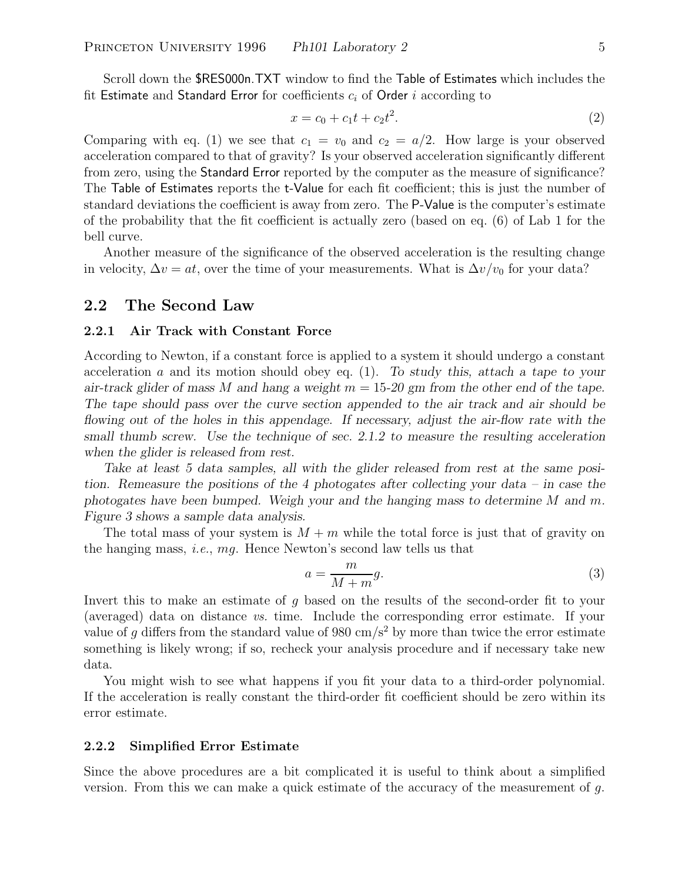Scroll down the $RES000n.TXT window to find the Table of Estimates which includes the fit Estimate and Standard Error for coefficients $c_i$ of Order $i$ according to

$$x = c_0 + c_1 t + c_2 t^2. \tag{2}$$

Comparing with eq. (1) we see that $c_1 = v_0$ and $c_2 = a/2$. How large is your observed acceleration compared to that of gravity? Is your observed acceleration significantly different from zero, using the Standard Error reported by the computer as the measure of significance? The Table of Estimates reports the t-Value for each fit coefficient; this is just the number of standard deviations the coefficient is away from zero. The P-Value is the computer's estimate of the probability that the fit coefficient is actually zero (based on eq. (6) of Lab 1 for the bell curve.

Another measure of the significance of the observed acceleration is the resulting change in velocity, $\Delta v = at$, over the time of your measurements. What is $\Delta v/v_0$ for your data?

## 2.2 The Second Law

### 2.2.1 Air Track with Constant Force

According to Newton, if a constant force is applied to a system it should undergo a constant acceleration $a$ and its motion should obey eq. (1). *To study this, attach a tape to your air-track glider of mass $M$ and hang a weight $m =$ 15-20 gm from the other end of the tape. The tape should pass over the curve section appended to the air track and air should be flowing out of the holes in this appendage. If necessary, adjust the air-flow rate with the small thumb screw. Use the technique of sec. 2.1.2 to measure the resulting acceleration when the glider is released from rest.*

*Take at least 5 data samples, all with the glider released from rest at the same position. Remeasure the positions of the 4 photogates after collecting your data – in case the photogates have been bumped. Weigh your and the hanging mass to determine $M$ and $m$. Figure 3 shows a sample data analysis.*

The total mass of your system is $M + m$ while the total force is just that of gravity on the hanging mass, *i.e.*, $mg$. Hence Newton's second law tells us that

$$a = \frac{m}{M + m} g. \tag{3}$$

Invert this to make an estimate of $g$ based on the results of the second-order fit to your (averaged) data on distance *vs.* time. Include the corresponding error estimate. If your value of $g$ differs from the standard value of 980 cm/s$^2$ by more than twice the error estimate something is likely wrong; if so, recheck your analysis procedure and if necessary take new data.

You might wish to see what happens if you fit your data to a third-order polynomial. If the acceleration is really constant the third-order fit coefficient should be zero within its error estimate.

### 2.2.2 Simplified Error Estimate

Since the above procedures are a bit complicated it is useful to think about a simplified version. From this we can make a quick estimate of the accuracy of the measurement of $g$.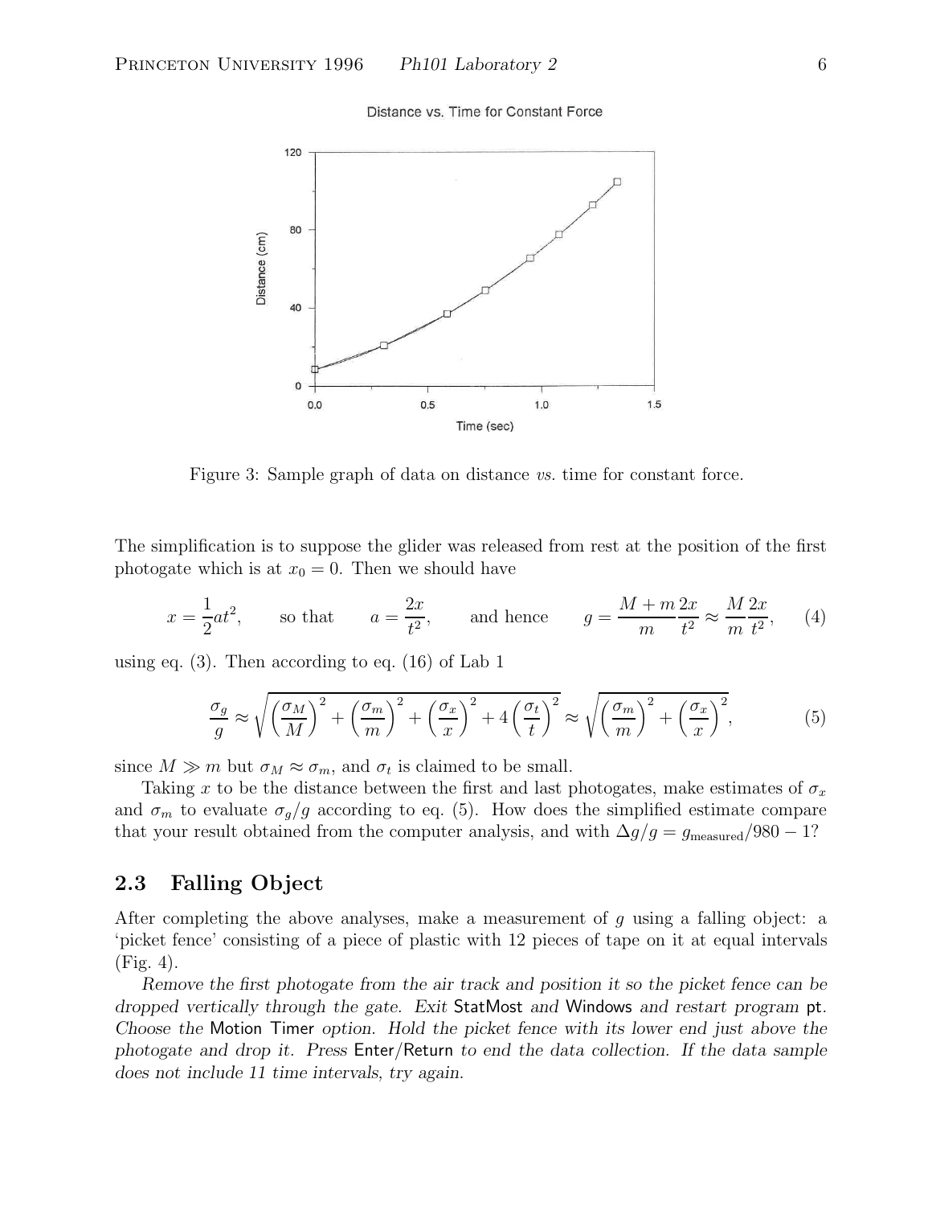Figure 3: Sample graph of data on distance *vs.* time for constant force.

The simplification is to suppose the glider was released from rest at the position of the first photogate which is at $x_0 = 0$. Then we should have

$$x = \frac{1}{2}at^2, \qquad \text{so that} \qquad a = \frac{2x}{t^2}, \qquad \text{and hence} \qquad g = \frac{M+m}{m}\frac{2x}{t^2} \approx \frac{M}{m}\frac{2x}{t^2}, \tag{4}$$

using eq. (3). Then according to eq. (16) of Lab 1

$$\frac{\sigma_g}{g} \approx \sqrt{\left(\frac{\sigma_M}{M}\right)^2 + \left(\frac{\sigma_m}{m}\right)^2 + \left(\frac{\sigma_x}{x}\right)^2 + 4\left(\frac{\sigma_t}{t}\right)^2} \approx \sqrt{\left(\frac{\sigma_m}{m}\right)^2 + \left(\frac{\sigma_x}{x}\right)^2}, \tag{5}$$

since $M \gg m$ but $\sigma_M \approx \sigma_m$, and $\sigma_t$ is claimed to be small.

Taking $x$ to be the distance between the first and last photogates, make estimates of $\sigma_x$ and $\sigma_m$ to evaluate $\sigma_g/g$ according to eq. (5). How does the simplified estimate compare that your result obtained from the computer analysis, and with $\Delta g/g = g_{\text{measured}}/980 - 1$?

## 2.3 Falling Object

After completing the above analyses, make a measurement of $g$ using a falling object: a 'picket fence' consisting of a piece of plastic with 12 pieces of tape on it at equal intervals (Fig. 4).

*Remove the first photogate from the air track and position it so the picket fence can be dropped vertically through the gate. Exit* StatMost *and* Windows *and restart program* pt*. Choose the* Motion Timer *option. Hold the picket fence with its lower end just above the photogate and drop it. Press* Enter/Return *to end the data collection. If the data sample does not include 11 time intervals, try again.*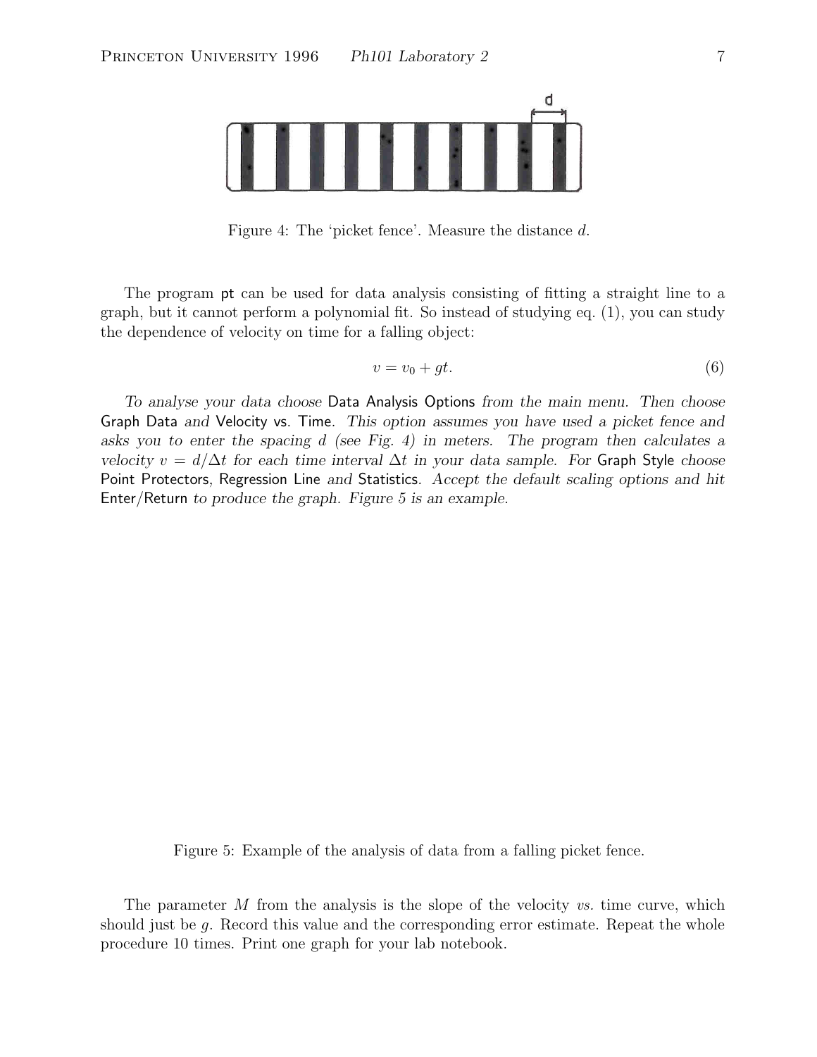Figure 4: The 'picket fence'. Measure the distance $d$.

The program pt can be used for data analysis consisting of fitting a straight line to a graph, but it cannot perform a polynomial fit. So instead of studying eq. (1), you can study the dependence of velocity on time for a falling object:

$$v = v_0 + gt. \tag{6}$$

*To analyse your data choose* Data Analysis Options *from the main menu. Then choose* Graph Data *and* Velocity vs. Time*. This option assumes you have used a picket fence and asks you to enter the spacing $d$ (see Fig. 4) in meters. The program then calculates a velocity $v = d/\Delta t$ for each time interval $\Delta t$ in your data sample. For* Graph Style *choose* Point Protectors, Regression Line *and* Statistics*. Accept the default scaling options and hit* Enter/Return *to produce the graph. Figure 5 is an example.*

Figure 5: Example of the analysis of data from a falling picket fence.

The parameter $M$ from the analysis is the slope of the velocity *vs.* time curve, which should just be $g$. Record this value and the corresponding error estimate. Repeat the whole procedure 10 times. Print one graph for your lab notebook.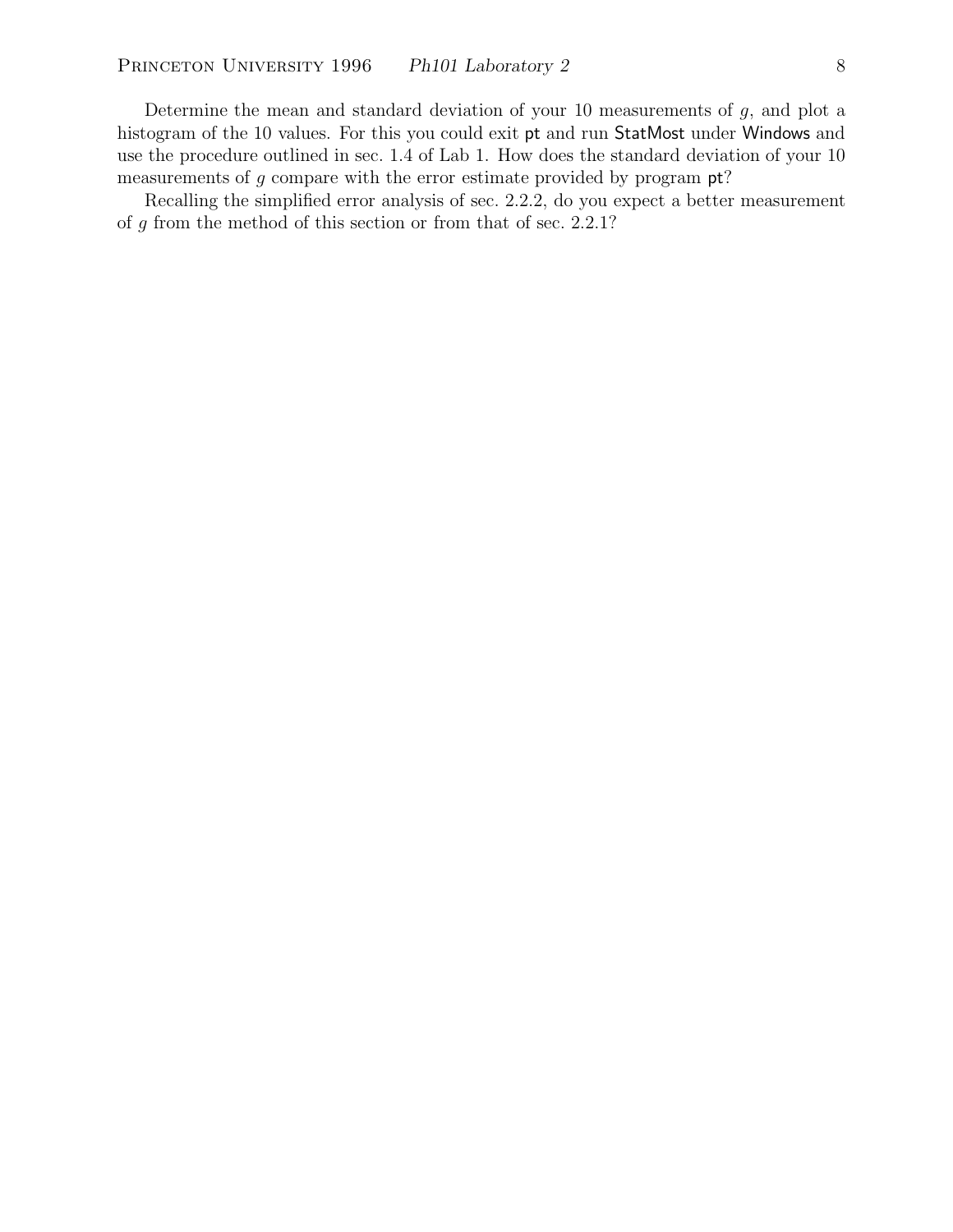Determine the mean and standard deviation of your 10 measurements of $g$, and plot a histogram of the 10 values. For this you could exit pt and run StatMost under Windows and use the procedure outlined in sec. 1.4 of Lab 1. How does the standard deviation of your 10 measurements of $g$ compare with the error estimate provided by program pt?

Recalling the simplified error analysis of sec. 2.2.2, do you expect a better measurement of $g$ from the method of this section or from that of sec. 2.2.1?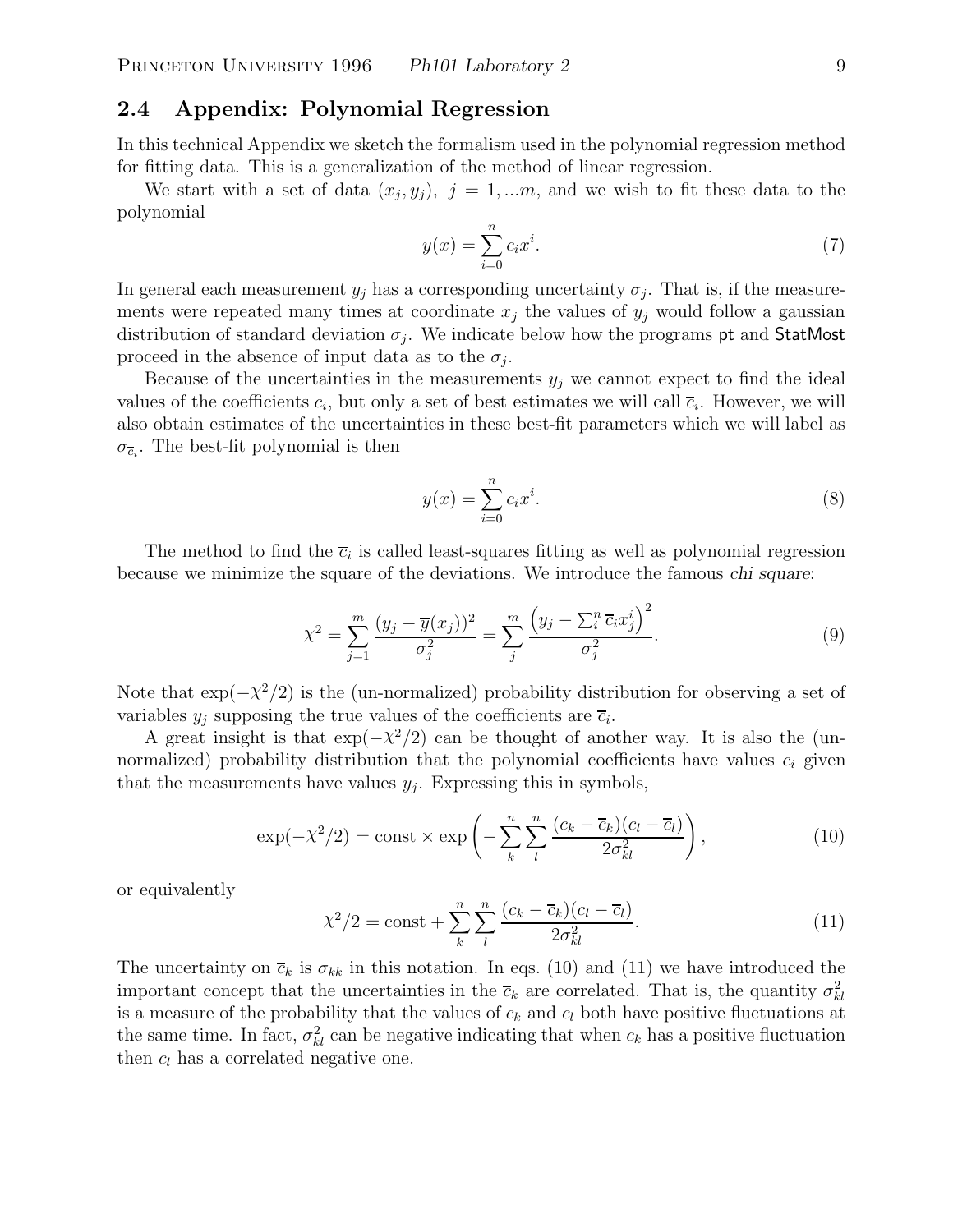## 2.4 Appendix: Polynomial Regression

In this technical Appendix we sketch the formalism used in the polynomial regression method for fitting data. This is a generalization of the method of linear regression.

We start with a set of data $(x_j, y_j),\ j = 1, ...m$, and we wish to fit these data to the polynomial

$$y(x) = \sum_{i=0}^{n} c_i x^i. \tag{7}$$

In general each measurement $y_j$ has a corresponding uncertainty $\sigma_j$. That is, if the measurements were repeated many times at coordinate $x_j$ the values of $y_j$ would follow a gaussian distribution of standard deviation $\sigma_j$. We indicate below how the programs pt and StatMost proceed in the absence of input data as to the $\sigma_j$.

Because of the uncertainties in the measurements $y_j$ we cannot expect to find the ideal values of the coefficients $c_i$, but only a set of best estimates we will call $\overline{c}_i$. However, we will also obtain estimates of the uncertainties in these best-fit parameters which we will label as $\sigma_{\overline{c}_i}$. The best-fit polynomial is then

$$\overline{y}(x) = \sum_{i=0}^{n} \overline{c}_i x^i. \tag{8}$$

The method to find the $\overline{c}_i$ is called least-squares fitting as well as polynomial regression because we minimize the square of the deviations. We introduce the famous *chi square*:

$$\chi^2 = \sum_{j=1}^{m} \frac{(y_j - \overline{y}(x_j))^2}{\sigma_j^2} = \sum_{j}^{m} \frac{\left(y_j - \sum_i^n \overline{c}_i x_j^i\right)^2}{\sigma_j^2}. \tag{9}$$

Note that $\exp(-\chi^2/2)$ is the (un-normalized) probability distribution for observing a set of variables $y_j$ supposing the true values of the coefficients are $\overline{c}_i$.

A great insight is that $\exp(-\chi^2/2)$ can be thought of another way. It is also the (un-normalized) probability distribution that the polynomial coefficients have values $c_i$ given that the measurements have values $y_j$. Expressing this in symbols,

$$\exp(-\chi^2/2) = \text{const} \times \exp\left(-\sum_{k}^{n}\sum_{l}^{n} \frac{(c_k - \overline{c}_k)(c_l - \overline{c}_l)}{2\sigma_{kl}^2}\right), \tag{10}$$

or equivalently

$$\chi^2/2 = \text{const} + \sum_{k}^{n}\sum_{l}^{n} \frac{(c_k - \overline{c}_k)(c_l - \overline{c}_l)}{2\sigma_{kl}^2}. \tag{11}$$

The uncertainty on $\overline{c}_k$ is $\sigma_{kk}$ in this notation. In eqs. (10) and (11) we have introduced the important concept that the uncertainties in the $\overline{c}_k$ are correlated. That is, the quantity $\sigma_{kl}^2$ is a measure of the probability that the values of $c_k$ and $c_l$ both have positive fluctuations at the same time. In fact, $\sigma_{kl}^2$ can be negative indicating that when $c_k$ has a positive fluctuation then $c_l$ has a correlated negative one.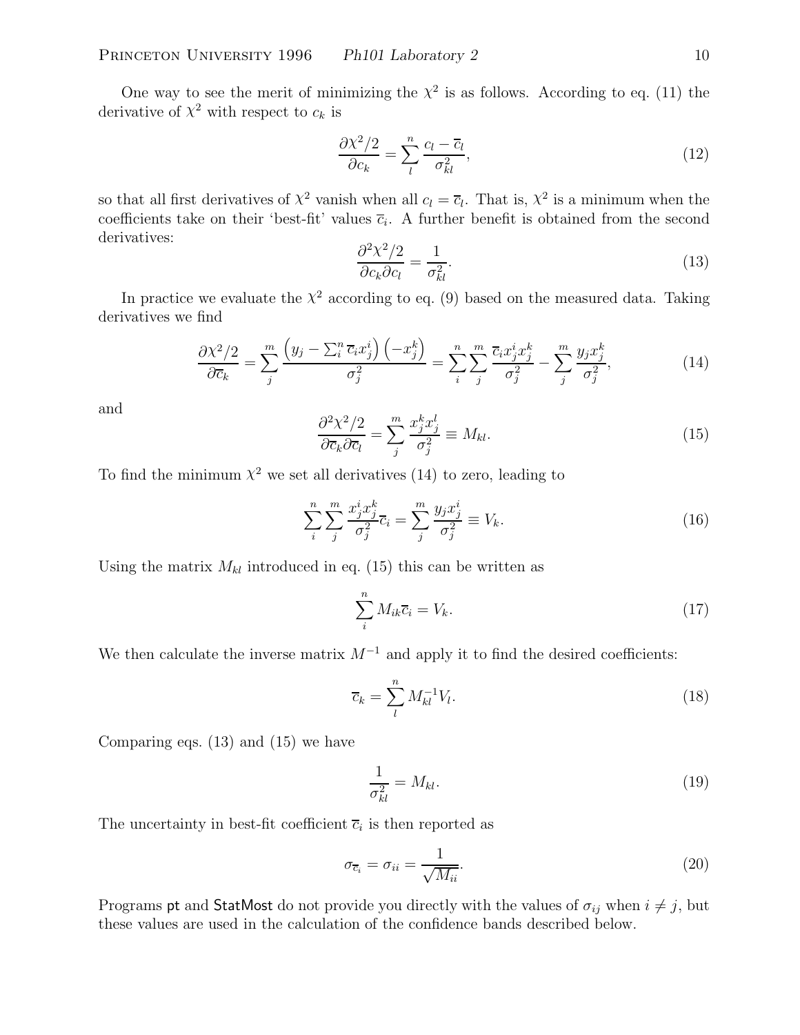One way to see the merit of minimizing the $\chi^2$ is as follows. According to eq. (11) the derivative of $\chi^2$ with respect to $c_k$ is

$$\frac{\partial \chi^2/2}{\partial c_k} = \sum_l^n \frac{c_l - \overline{c}_l}{\sigma_{kl}^2}, \tag{12}$$

so that all first derivatives of $\chi^2$ vanish when all $c_l = \overline{c}_l$. That is, $\chi^2$ is a minimum when the coefficients take on their 'best-fit' values $\overline{c}_i$. A further benefit is obtained from the second derivatives:

$$\frac{\partial^2 \chi^2/2}{\partial c_k \partial c_l} = \frac{1}{\sigma_{kl}^2}. \tag{13}$$

In practice we evaluate the $\chi^2$ according to eq. (9) based on the measured data. Taking derivatives we find

$$\frac{\partial \chi^2/2}{\partial \overline{c}_k} = \sum_j^m \frac{\left(y_j - \sum_i^n \overline{c}_i x_j^i\right)\left(-x_j^k\right)}{\sigma_j^2} = \sum_i^n \sum_j^m \frac{\overline{c}_i x_j^i x_j^k}{\sigma_j^2} - \sum_j^m \frac{y_j x_j^k}{\sigma_j^2}, \tag{14}$$

and

$$\frac{\partial^2 \chi^2/2}{\partial \overline{c}_k \partial \overline{c}_l} = \sum_j^m \frac{x_j^k x_j^l}{\sigma_j^2} \equiv M_{kl}. \tag{15}$$

To find the minimum $\chi^2$ we set all derivatives (14) to zero, leading to

$$\sum_i^n \sum_j^m \frac{x_j^i x_j^k}{\sigma_j^2} \overline{c}_i = \sum_j^m \frac{y_j x_j^i}{\sigma_j^2} \equiv V_k. \tag{16}$$

Using the matrix $M_{kl}$ introduced in eq. (15) this can be written as

$$\sum_i^n M_{ik} \overline{c}_i = V_k. \tag{17}$$

We then calculate the inverse matrix $M^{-1}$ and apply it to find the desired coefficients:

$$\overline{c}_k = \sum_l^n M_{kl}^{-1} V_l. \tag{18}$$

Comparing eqs. (13) and (15) we have

$$\frac{1}{\sigma_{kl}^2} = M_{kl}. \tag{19}$$

The uncertainty in best-fit coefficient $\overline{c}_i$ is then reported as

$$\sigma_{\overline{c}_i} = \sigma_{ii} = \frac{1}{\sqrt{M_{ii}}}. \tag{20}$$

Programs pt and StatMost do not provide you directly with the values of $\sigma_{ij}$ when $i \neq j$, but these values are used in the calculation of the confidence bands described below.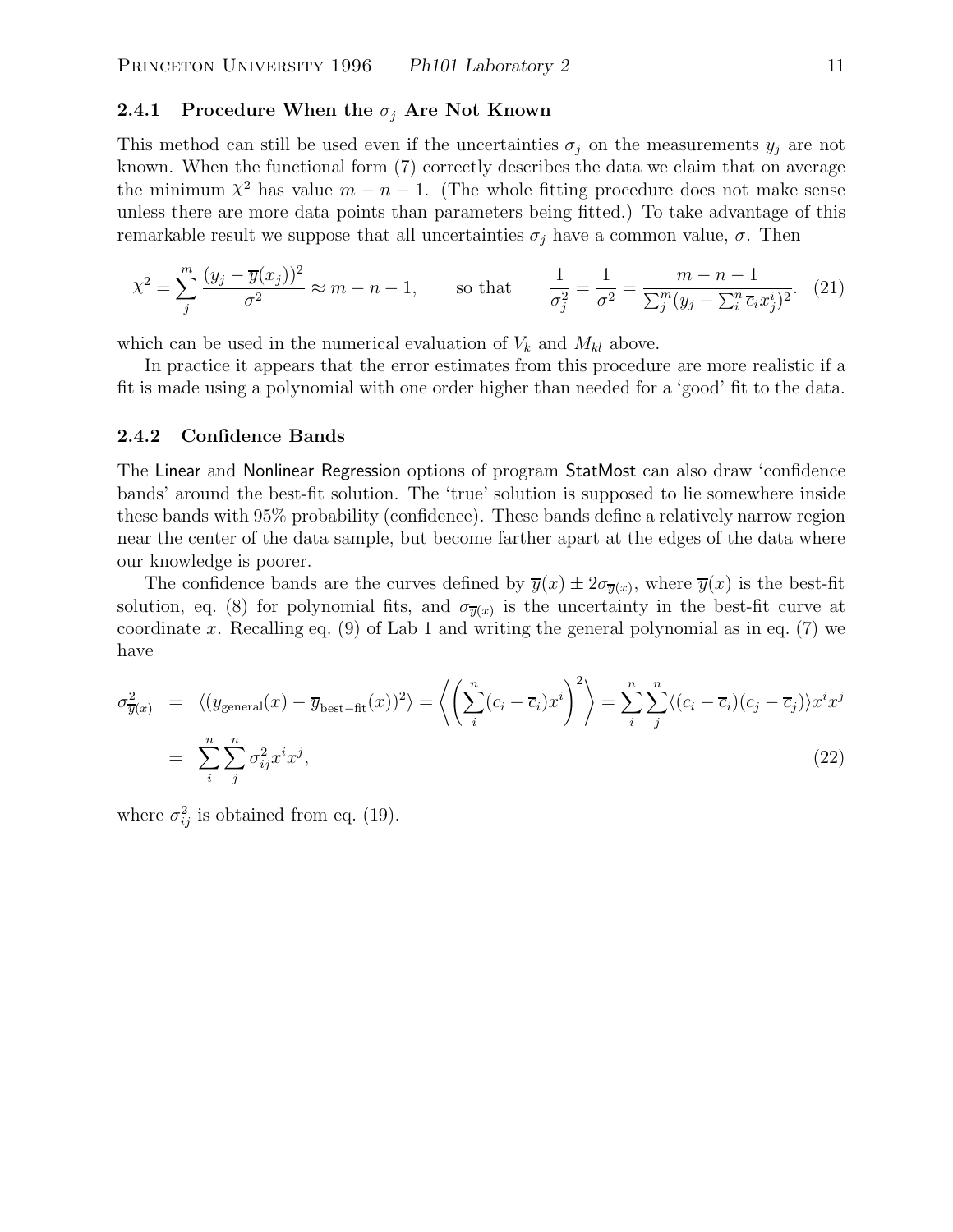### 2.4.1 Procedure When the $\sigma_j$ Are Not Known

This method can still be used even if the uncertainties $\sigma_j$ on the measurements $y_j$ are not known. When the functional form (7) correctly describes the data we claim that on average the minimum $\chi^2$ has value $m - n - 1$. (The whole fitting procedure does not make sense unless there are more data points than parameters being fitted.) To take advantage of this remarkable result we suppose that all uncertainties $\sigma_j$ have a common value, $\sigma$. Then

$$\chi^2 = \sum_j^m \frac{(y_j - \overline{y}(x_j))^2}{\sigma^2} \approx m - n - 1, \qquad \text{so that} \qquad \frac{1}{\sigma_j^2} = \frac{1}{\sigma^2} = \frac{m - n - 1}{\sum_j^m (y_j - \sum_i^n \overline{c}_i x_j^i)^2}. \quad (21)$$

which can be used in the numerical evaluation of $V_k$ and $M_{kl}$ above.

In practice it appears that the error estimates from this procedure are more realistic if a fit is made using a polynomial with one order higher than needed for a 'good' fit to the data.

### 2.4.2 Confidence Bands

The Linear and Nonlinear Regression options of program StatMost can also draw 'confidence bands' around the best-fit solution. The 'true' solution is supposed to lie somewhere inside these bands with 95% probability (confidence). These bands define a relatively narrow region near the center of the data sample, but become farther apart at the edges of the data where our knowledge is poorer.

The confidence bands are the curves defined by $\overline{y}(x) \pm 2\sigma_{\overline{y}(x)}$, where $\overline{y}(x)$ is the best-fit solution, eq. (8) for polynomial fits, and $\sigma_{\overline{y}(x)}$ is the uncertainty in the best-fit curve at coordinate $x$. Recalling eq. (9) of Lab 1 and writing the general polynomial as in eq. (7) we have

$$\begin{aligned}
\sigma_{\overline{y}(x)}^2 &= \langle (y_{\text{general}}(x) - \overline{y}_{\text{best-fit}}(x))^2 \rangle = \left\langle \left( \sum_i^n (c_i - \overline{c}_i) x^i \right)^2 \right\rangle = \sum_i^n \sum_j^n \langle (c_i - \overline{c}_i)(c_j - \overline{c}_j) \rangle x^i x^j \\
&= \sum_i^n \sum_j^n \sigma_{ij}^2 x^i x^j, \qquad (22)
\end{aligned}$$

where $\sigma_{ij}^2$ is obtained from eq. (19).